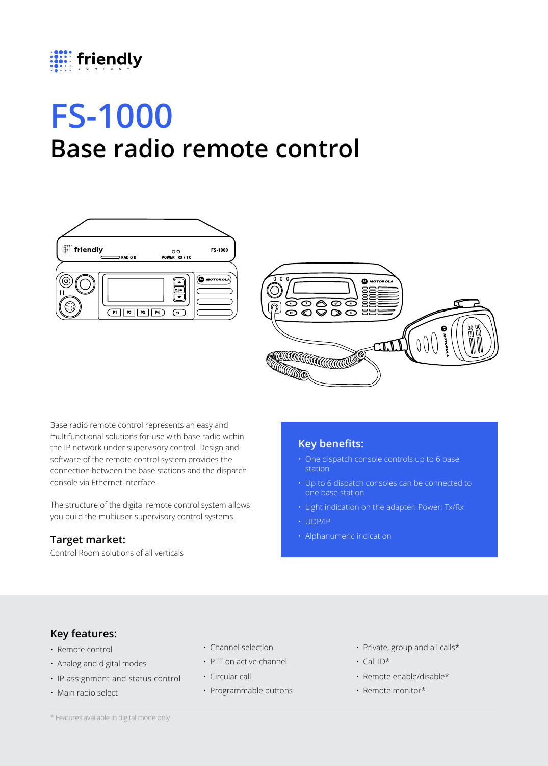friendly
COMPANY

# FS-1000

## Base radio remote control

Base radio remote control represents an easy and multifunctional solutions for use with base radio within the IP network under supervisory control. Design and software of the remote control system provides the connection between the base stations and the dispatch console via Ethernet interface.

The structure of the digital remote control system allows you build the multiuser supervisory control systems.

### Target market:

Control Room solutions of all verticals

### Key benefits:

- One dispatch console controls up to 6 base station
- Up to 6 dispatch consoles can be connected to one base station
- Light indication on the adapter: Power; Tx/Rx
- UDP/IP
- Alphanumeric indication

### Key features:

- Remote control
- Analog and digital modes
- IP assignment and status control
- Main radio select
- Channel selection
- PTT on active channel
- Circular call
- Programmable buttons
- Private, group and all calls*
- Call ID*
- Remote enable/disable*
- Remote monitor*

* Features available in digital mode only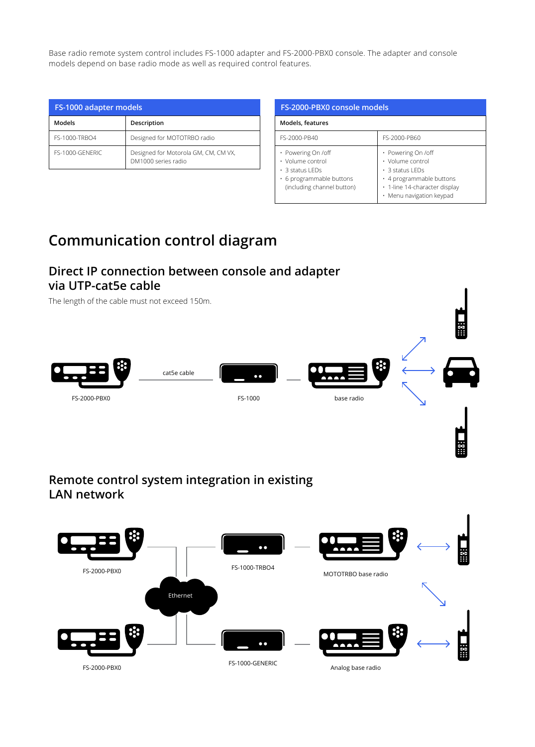Base radio remote system control includes FS-1000 adapter and FS-2000-PBX0 console. The adapter and console models depend on base radio mode as well as required control features.

| FS-1000 adapter models | |
|---|---|
| **Models** | **Description** |
| FS-1000-TRBO4 | Designed for MOTOTRBO radio |
| FS-1000-GENERIC | Designed for Motorola GM, CM, CM VX, DM1000 series radio |

| FS-2000-PBX0 console models | |
|---|---|
| **Models, features** | |
| FS-2000-PB40 | FS-2000-PB60 |
| • Powering On /off<br>• Volume control<br>• 3 status LEDs<br>• 6 programmable buttons (including channel button) | • Powering On /off<br>• Volume control<br>• 3 status LEDs<br>• 4 programmable buttons<br>• 1-line 14-character display<br>• Menu navigation keypad |

# Communication control diagram

## Direct IP connection between console and adapter via UTP-cat5e cable

The length of the cable must not exceed 150m.

cat5e cable

FS-2000-PBX0

FS-1000

base radio

## Remote control system integration in existing LAN network

FS-2000-PBX0

FS-1000-TRBO4

MOTOTRBO base radio

Ethernet

FS-2000-PBX0

FS-1000-GENERIC

Analog base radio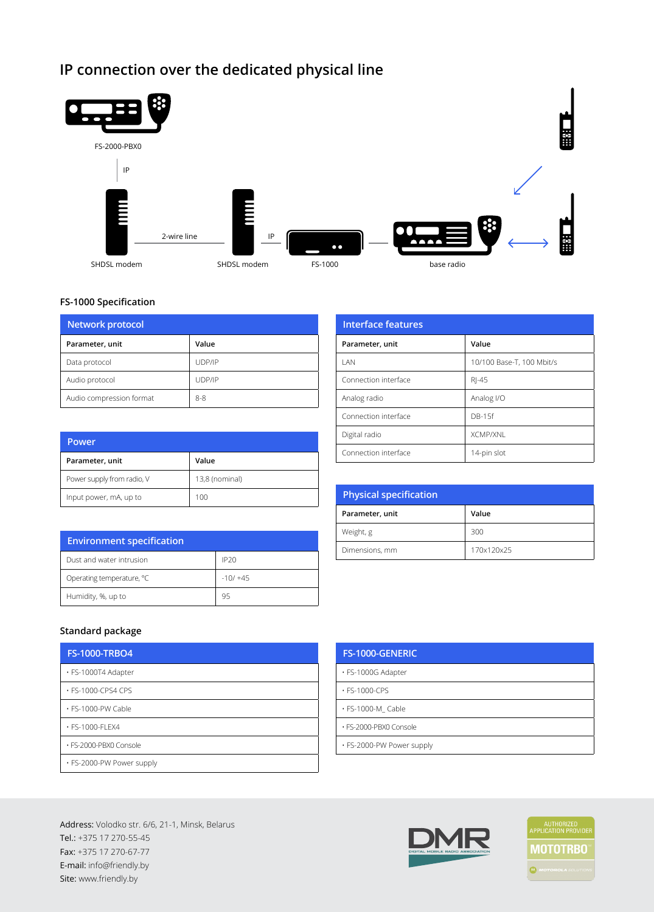## IP connection over the dedicated physical line

FS-2000-PBX0

IP

SHDSL modem

2-wire line

SHDSL modem

IP

FS-1000

base radio

### FS-1000 Specification

| Network protocol | |
|---|---|
| **Parameter, unit** | **Value** |
| Data protocol | UDP/IP |
| Audio protocol | UDP/IP |
| Audio compression format | 8-8 |

| Power | |
|---|---|
| **Parameter, unit** | **Value** |
| Power supply from radio, V | 13,8 (nominal) |
| Input power, mA, up to | 100 |

| Environment specification | |
|---|---|
| Dust and water intrusion | IP20 |
| Operating temperature, °C | -10/ +45 |
| Humidity, %, up to | 95 |

| Interface features | |
|---|---|
| **Parameter, unit** | **Value** |
| LAN | 10/100 Base-T, 100 Mbit/s |
| Connection interface | RJ-45 |
| Analog radio | Analog I/O |
| Connection interface | DB-15f |
| Digital radio | XCMP/XNL |
| Connection interface | 14-pin slot |

| Physical specification | |
|---|---|
| **Parameter, unit** | **Value** |
| Weight, g | 300 |
| Dimensions, mm | 170x120x25 |

### Standard package

| FS-1000-TRBO4 |
|---|
| • FS-1000T4 Adapter |
| • FS-1000-CPS4 CPS |
| • FS-1000-PW Cable |
| • FS-1000-FLEX4 |
| • FS-2000-PBX0 Console |
| • FS-2000-PW Power supply |

| FS-1000-GENERIC |
|---|
| • FS-1000G Adapter |
| • FS-1000-CPS |
| • FS-1000-M_ Cable |
| • FS-2000-PBX0 Console |
| • FS-2000-PW Power supply |

**Address:** Volodko str. 6/6, 21-1, Minsk, Belarus
**Tel.:** +375 17 270-55-45
**Fax:** +375 17 270-67-77
**E-mail:** info@friendly.by
**Site:** www.friendly.by

DMR DIGITAL MOBILE RADIO ASSOCIATION

AUTHORIZED APPLICATION PROVIDER MOTOTRBO MOTOROLA SOLUTIONS